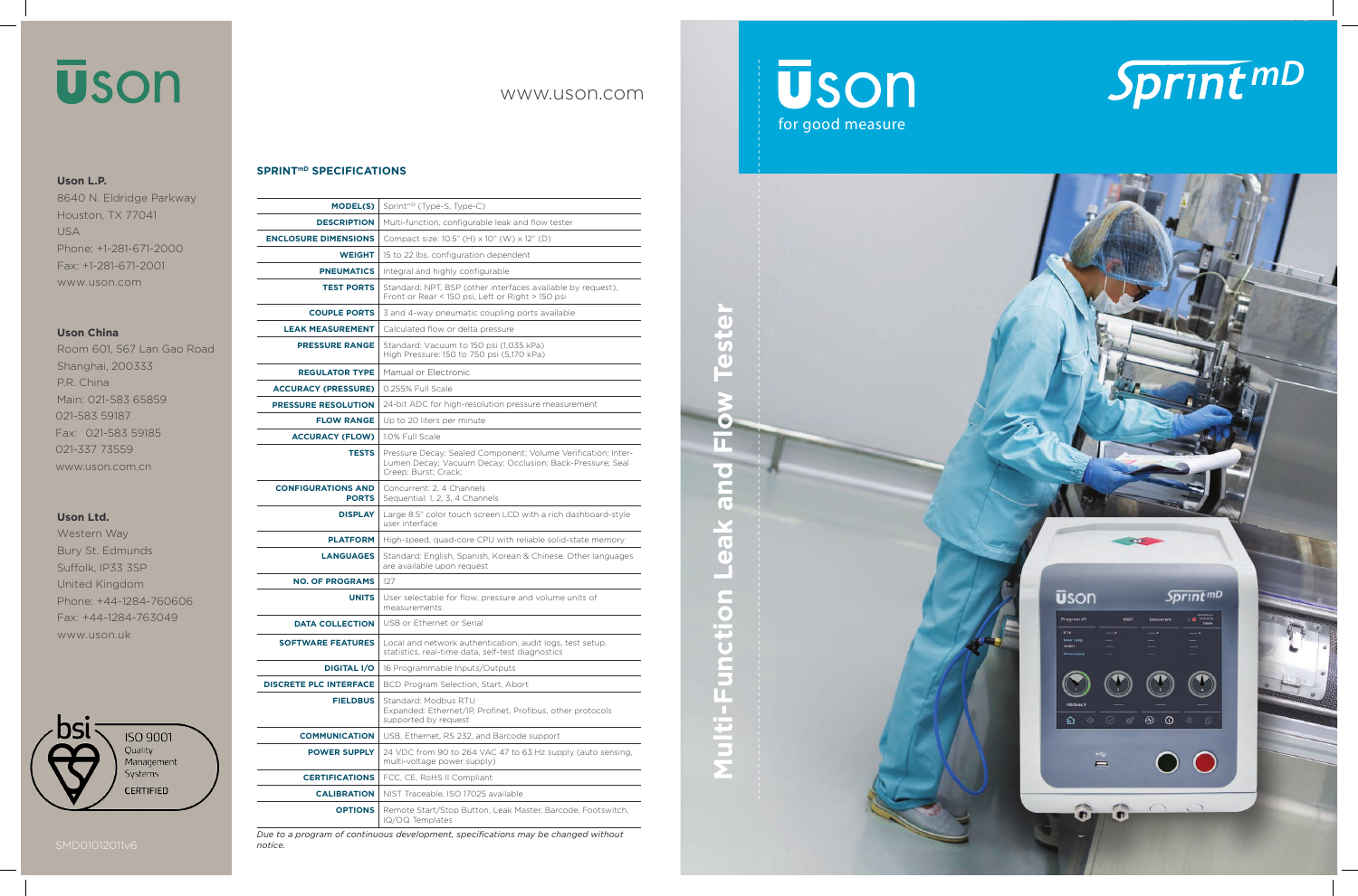# Uson

**Uson L.P.**
8640 N. Eldridge Parkway
Houston, TX 77041
USA
Phone: +1-281-671-2000
Fax: +1-281-671-2001
www.uson.com

**Uson China**
Room 601, 567 Lan Gao Road
Shanghai, 200333
P.R. China
Main: 021-583 65859
021-583 59187
Fax: 021-583 59185
021-337 73559
www.uson.com.cn

**Uson Ltd.**
Western Way
Bury St. Edmunds
Suffolk, IP33 3SP
United Kingdom
Phone: +44-1284-760606
Fax: +44-1284-763049
www.uson.uk

bsi ISO 9001 Quality Management Systems CERTIFIED

SMD01012011v6

www.uson.com

## SPRINT[mD] SPECIFICATIONS

| | |
|---|---|
| **MODEL(S)** | Sprint[mD] (Type-S, Type-C) |
| **DESCRIPTION** | Multi-function, configurable leak and flow tester |
| **ENCLOSURE DIMENSIONS** | Compact size: 10.5" (H) x 10" (W) x 12" (D) |
| **WEIGHT** | 15 to 22 lbs, configuration dependent |
| **PNEUMATICS** | Integral and highly configurable |
| **TEST PORTS** | Standard: NPT, BSP (other interfaces available by request), Front or Rear < 150 psi, Left or Right > 150 psi |
| **COUPLE PORTS** | 3 and 4-way pneumatic coupling ports available |
| **LEAK MEASUREMENT** | Calculated flow or delta pressure |
| **PRESSURE RANGE** | Standard: Vacuum to 150 psi (1,035 kPa) High Pressure: 150 to 750 psi (5,170 kPa) |
| **REGULATOR TYPE** | Manual or Electronic |
| **ACCURACY (PRESSURE)** | 0.255% Full Scale |
| **PRESSURE RESOLUTION** | 24-bit ADC for high-resolution pressure measurement |
| **FLOW RANGE** | Up to 20 liters per minute |
| **ACCURACY (FLOW)** | 1.0% Full Scale |
| **TESTS** | Pressure Decay; Sealed Component; Volume Verification; Inter-Lumen Decay; Vacuum Decay; Occlusion; Back-Pressure; Seal Creep; Burst; Crack; |
| **CONFIGURATIONS AND PORTS** | Concurrent: 2, 4 Channels Sequential: 1, 2, 3, 4 Channels |
| **DISPLAY** | Large 8.5" color touch screen LCD with a rich dashboard-style user interface |
| **PLATFORM** | High-speed, quad-core CPU with reliable solid-state memory |
| **LANGUAGES** | Standard: English, Spanish, Korean & Chinese. Other languages are available upon request |
| **NO. OF PROGRAMS** | 127 |
| **UNITS** | User selectable for flow, pressure and volume units of measurements. |
| **DATA COLLECTION** | USB or Ethernet or Serial |
| **SOFTWARE FEATURES** | Local and network authentication, audit logs, test setup, statistics, real-time data, self-test diagnostics |
| **DIGITAL I/O** | 16 Programmable Inputs/Outputs |
| **DISCRETE PLC INTERFACE** | BCD Program Selection, Start, Abort |
| **FIELDBUS** | Standard: Modbus RTU Expanded: Ethernet/IP, Profinet, Profibus, other protocols supported by request |
| **COMMUNICATION** | USB, Ethernet, RS 232, and Barcode support |
| **POWER SUPPLY** | 24 VDC from 90 to 264 VAC 47 to 63 Hz supply (auto sensing, multi-voltage power supply) |
| **CERTIFICATIONS** | FCC, CE, RoHS II Compliant |
| **CALIBRATION** | NIST Traceable, ISO 17025 available |
| **OPTIONS** | Remote Start/Stop Button, Leak Master, Barcode, Footswitch, IQ/OQ Templates |

*Due to a program of continuous development, specifications may be changed without notice.*

# Uson
for good measure

# Sprint mD

## Multi-Function Leak and Flow Tester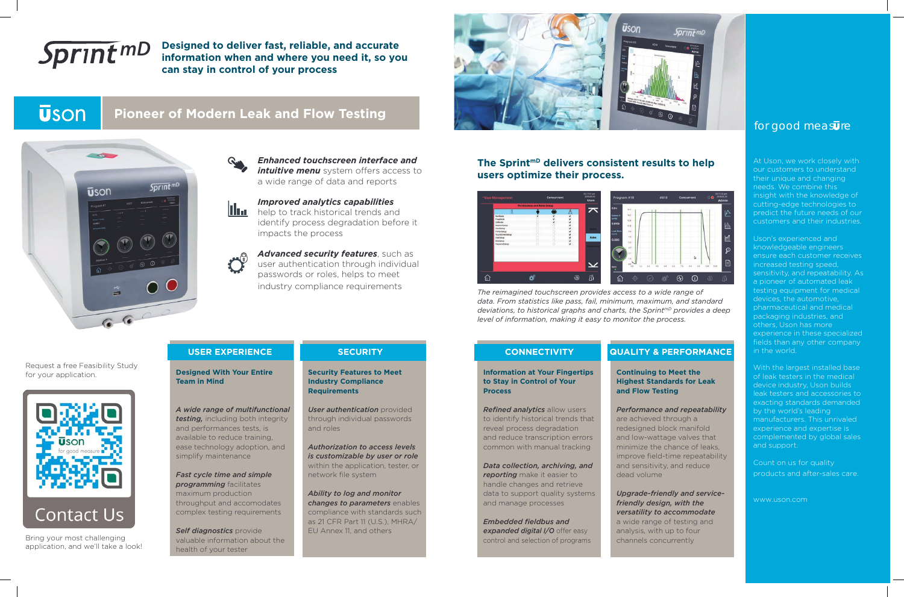# Sprint$^{mD}$

**Designed to deliver fast, reliable, and accurate information when and where you need it, so you can stay in control of your process**

## Uson — Pioneer of Modern Leak and Flow Testing

***Enhanced touchscreen interface and intuitive menu*** system offers access to a wide range of data and reports

***Improved analytics capabilities*** help to track historical trends and identify process degradation before it impacts the process

***Advanced security features***, such as user authentication through individual passwords or roles, helps to meet industry compliance requirements

Request a free Feasibility Study for your application.

Contact Us

Bring your most challenging application, and we'll take a look!

### USER EXPERIENCE

**Designed With Your Entire Team in Mind**

***A wide range of multifunctional testing,*** including both integrity and performances tests, is available to reduce training, ease technology adoption, and simplify maintenance

***Fast cycle time and simple programming*** facilitates maximum production throughput and accommodates complex testing requirements

***Self diagnostics*** provide valuable information about the health of your tester

### SECURITY

**Security Features to Meet Industry Compliance Requirements**

*User authentication* provided through individual passwords and roles

***Authorization to access levels is customizable by user or role*** within the application, tester, or network file system

***Ability to log and monitor changes to parameters*** enables compliance with standards such as 21 CFR Part 11 (U.S.), MHRA/EU Annex 11, and others

## The Sprint$^{mD}$ delivers consistent results to help users optimize their process.

*The reimagined touchscreen provides access to a wide range of data. From statistics like pass, fail, minimum, maximum, and standard deviations, to historical graphs and charts, the Sprint$^{mD}$ provides a deep level of information, making it easy to monitor the process.*

### CONNECTIVITY

**Information at Your Fingertips to Stay in Control of Your Process**

***Refined analytics*** allow users to identify historical trends that reveal process degradation and reduce transcription errors common with manual tracking

***Data collection, archiving, and reporting*** make it easier to handle changes and retrieve data to support quality systems and manage processes

***Embedded fieldbus and expanded digital I/O*** offer easy control and selection of programs

### QUALITY & PERFORMANCE

**Continuing to Meet the Highest Standards for Leak and Flow Testing**

***Performance and repeatability*** are achieved through a redesigned block manifold and low-wattage valves that minimize the chance of leaks, improve field-time repeatability and sensitivity, and reduce dead volume

***Upgrade-friendly and service-friendly design, with the versatility to accommodate*** a wide range of testing and analysis, with up to four channels concurrently

for good measure

At Uson, we work closely with our customers to understand their unique and changing needs. We combine this insight with the knowledge of cutting-edge technologies to predict the future needs of our customers and their industries.

Uson's experienced and knowledgeable engineers ensure each customer receives increased testing speed, sensitivity, and repeatability. As a pioneer of automated leak testing equipment for medical devices, the automotive, pharmaceutical and medical packaging industries, and others, Uson has more experience in these specialized fields than any other company in the world.

With the largest installed base of leak testers in the medical device industry, Uson builds leak testers and accessories to exacting standards demanded by the world's leading manufacturers. This unrivaled experience and expertise is complemented by global sales and support.

Count on us for quality products and after-sales care.

www.uson.com